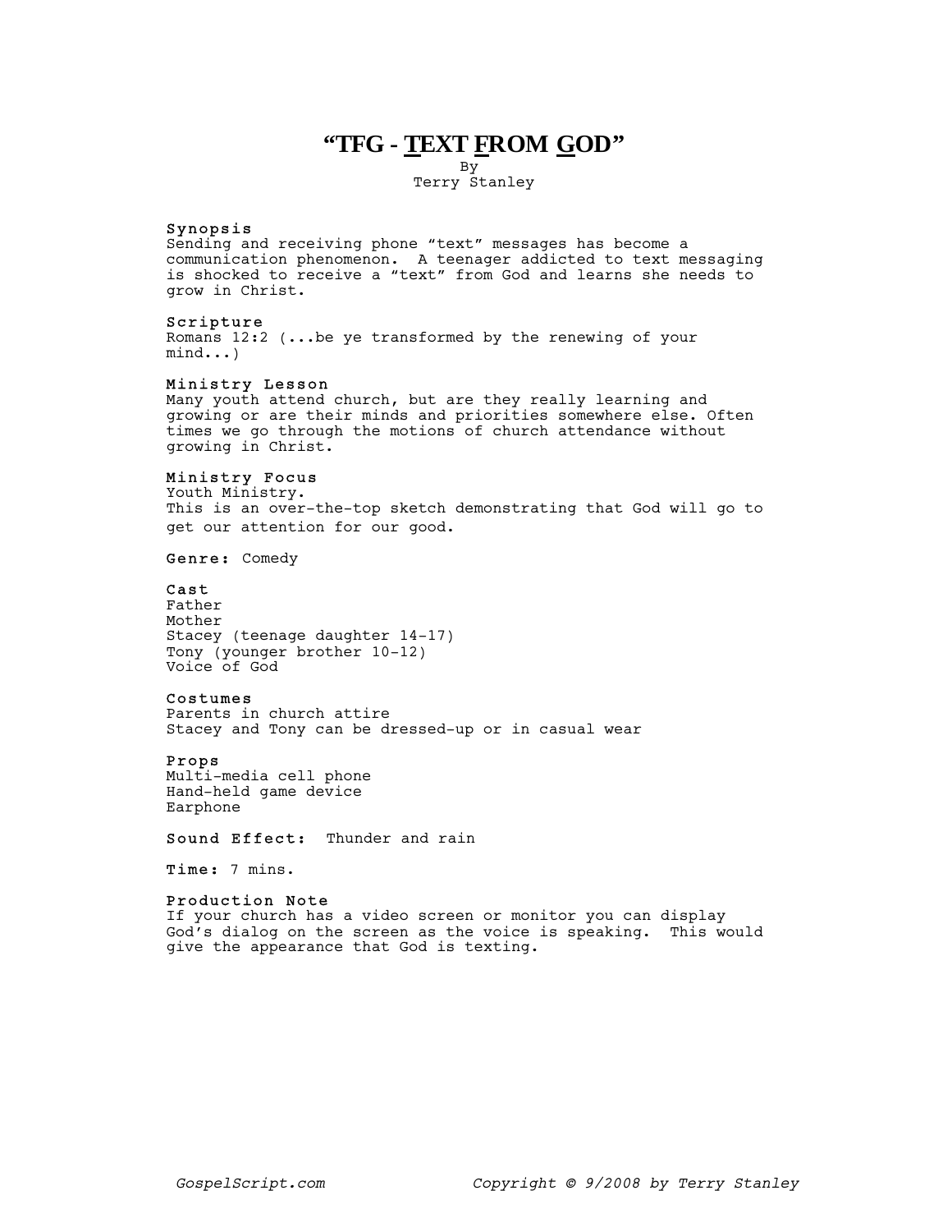# "TFG - TEXT FROM GOD"

By
Terry Stanley

**Synopsis**
Sending and receiving phone "text" messages has become a communication phenomenon. A teenager addicted to text messaging is shocked to receive a "text" from God and learns she needs to grow in Christ.

**Scripture**
Romans 12:2 (...be ye transformed by the renewing of your mind...)

**Ministry Lesson**
Many youth attend church, but are they really learning and growing or are their minds and priorities somewhere else. Often times we go through the motions of church attendance without growing in Christ.

**Ministry Focus**
Youth Ministry.
This is an over-the-top sketch demonstrating that God will go to get our attention for our good.

**Genre:** Comedy

**Cast**
Father
Mother
Stacey (teenage daughter 14-17)
Tony (younger brother 10-12)
Voice of God

**Costumes**
Parents in church attire
Stacey and Tony can be dressed-up or in casual wear

**Props**
Multi-media cell phone
Hand-held game device
Earphone

**Sound Effect:** Thunder and rain

**Time:** 7 mins.

**Production Note**
If your church has a video screen or monitor you can display God's dialog on the screen as the voice is speaking. This would give the appearance that God is texting.

*GospelScript.com* *Copyright © 9/2008 by Terry Stanley*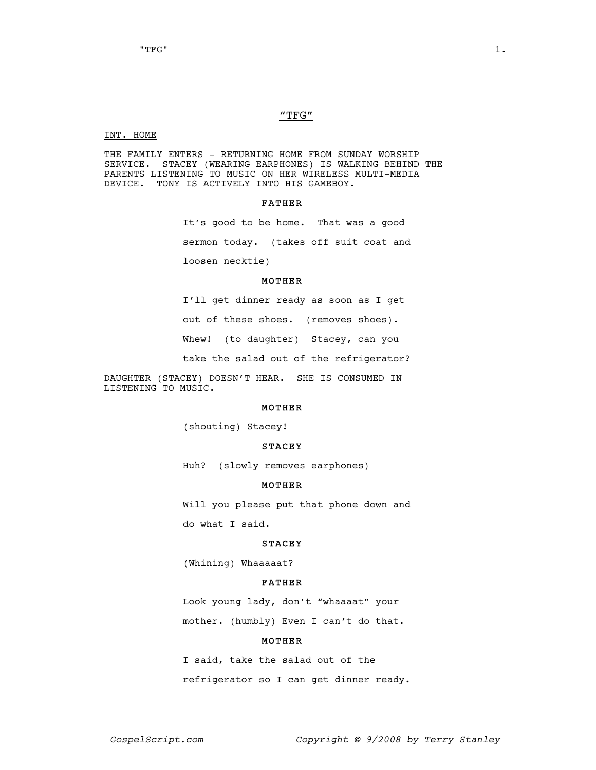## "TFG"

INT. HOME

THE FAMILY ENTERS - RETURNING HOME FROM SUNDAY WORSHIP SERVICE. STACEY (WEARING EARPHONES) IS WALKING BEHIND THE PARENTS LISTENING TO MUSIC ON HER WIRELESS MULTI-MEDIA DEVICE. TONY IS ACTIVELY INTO HIS GAMEBOY.

**FATHER**

It's good to be home. That was a good sermon today. (takes off suit coat and loosen necktie)

**MOTHER**

I'll get dinner ready as soon as I get out of these shoes. (removes shoes). Whew! (to daughter) Stacey, can you take the salad out of the refrigerator?

DAUGHTER (STACEY) DOESN'T HEAR. SHE IS CONSUMED IN LISTENING TO MUSIC.

**MOTHER**

(shouting) Stacey!

**STACEY**

Huh? (slowly removes earphones)

**MOTHER**

Will you please put that phone down and do what I said.

**STACEY**

(Whining) Whaaaaat?

**FATHER**

Look young lady, don't "whaaaat" your mother. (humbly) Even I can't do that.

**MOTHER**

I said, take the salad out of the refrigerator so I can get dinner ready.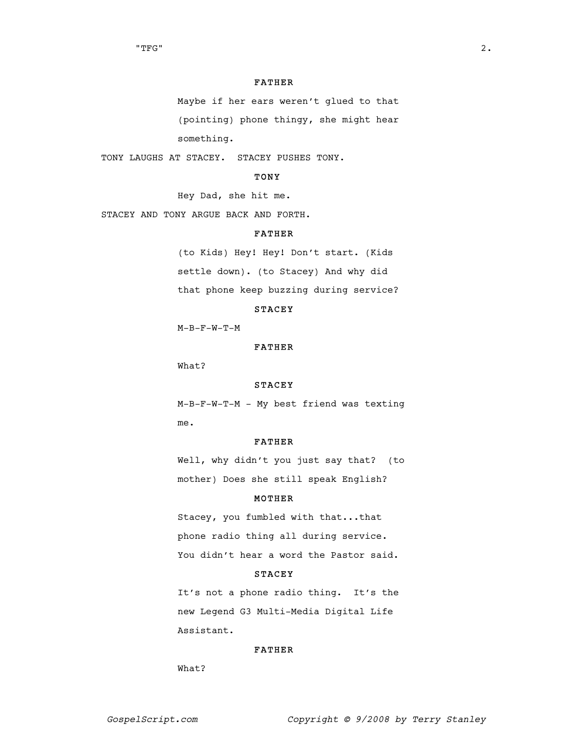**FATHER**

Maybe if her ears weren't glued to that (pointing) phone thingy, she might hear something.

TONY LAUGHS AT STACEY. STACEY PUSHES TONY.

**TONY**

Hey Dad, she hit me.

STACEY AND TONY ARGUE BACK AND FORTH.

**FATHER**

(to Kids) Hey! Hey! Don't start. (Kids settle down). (to Stacey) And why did that phone keep buzzing during service?

**STACEY**

M-B-F-W-T-M

**FATHER**

What?

**STACEY**

M-B-F-W-T-M - My best friend was texting me.

**FATHER**

Well, why didn't you just say that? (to mother) Does she still speak English?

**MOTHER**

Stacey, you fumbled with that...that phone radio thing all during service. You didn't hear a word the Pastor said.

**STACEY**

It's not a phone radio thing. It's the new Legend G3 Multi-Media Digital Life Assistant.

**FATHER**

What?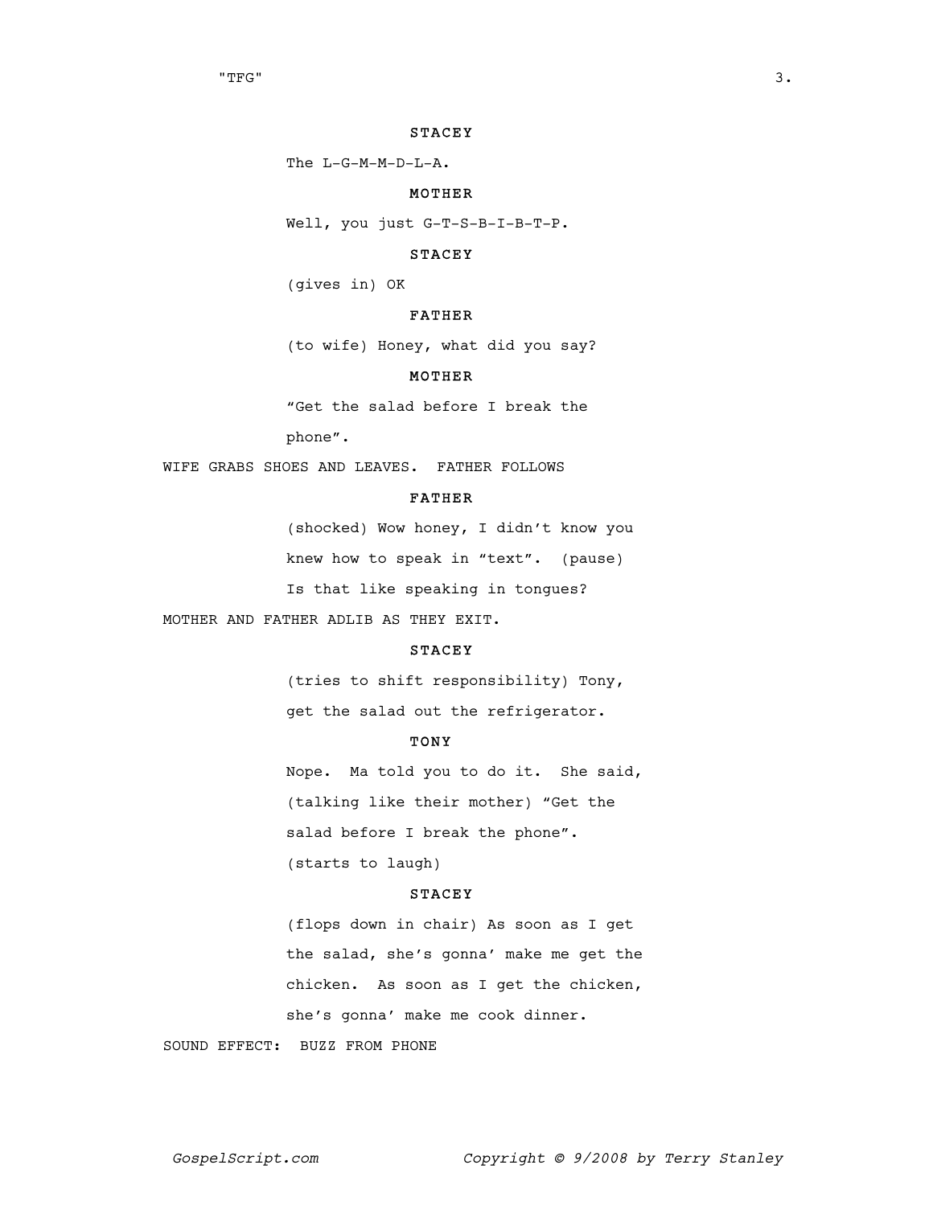**STACEY**

The L-G-M-M-D-L-A.

**MOTHER**

Well, you just G-T-S-B-I-B-T-P.

**STACEY**

(gives in) OK

**FATHER**

(to wife) Honey, what did you say?

**MOTHER**

"Get the salad before I break the phone".

WIFE GRABS SHOES AND LEAVES. FATHER FOLLOWS

**FATHER**

(shocked) Wow honey, I didn't know you knew how to speak in "text". (pause) Is that like speaking in tongues?

MOTHER AND FATHER ADLIB AS THEY EXIT.

**STACEY**

(tries to shift responsibility) Tony, get the salad out the refrigerator.

**TONY**

Nope. Ma told you to do it. She said, (talking like their mother) "Get the salad before I break the phone". (starts to laugh)

**STACEY**

(flops down in chair) As soon as I get the salad, she's gonna' make me get the chicken. As soon as I get the chicken, she's gonna' make me cook dinner.

SOUND EFFECT: BUZZ FROM PHONE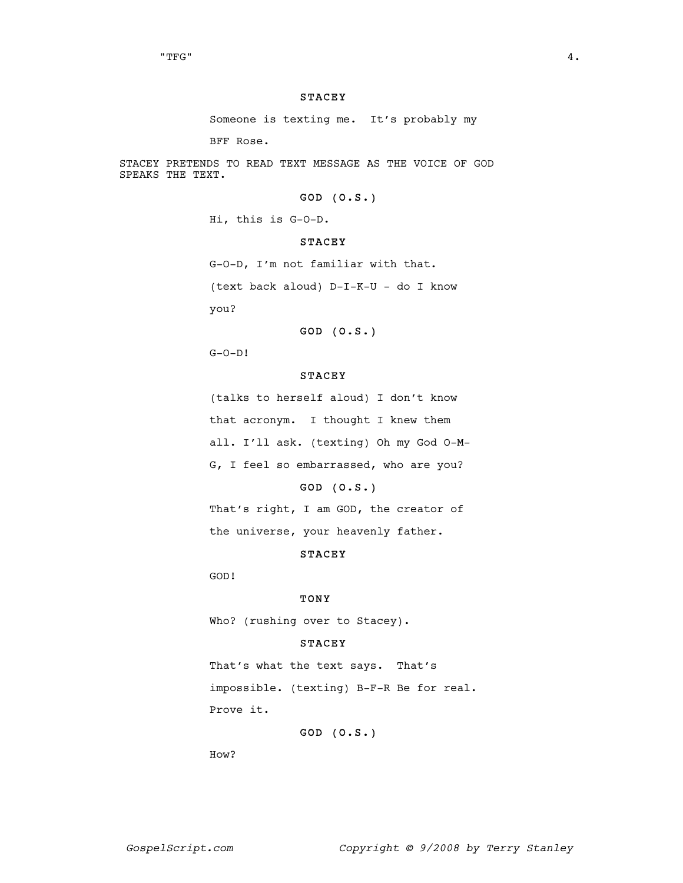**STACEY**

Someone is texting me. It’s probably my BFF Rose.

STACEY PRETENDS TO READ TEXT MESSAGE AS THE VOICE OF GOD SPEAKS THE TEXT.

**GOD (O.S.)**

Hi, this is G-O-D.

**STACEY**

G-O-D, I’m not familiar with that. (text back aloud) D-I-K-U - do I know you?

**GOD (O.S.)**

G-O-D!

**STACEY**

(talks to herself aloud) I don’t know that acronym. I thought I knew them all. I’ll ask. (texting) Oh my God O-M-G, I feel so embarrassed, who are you?

**GOD (O.S.)**

That’s right, I am GOD, the creator of the universe, your heavenly father.

**STACEY**

GOD!

**TONY**

Who? (rushing over to Stacey).

**STACEY**

That’s what the text says. That’s impossible. (texting) B-F-R Be for real. Prove it.

**GOD (O.S.)**

How?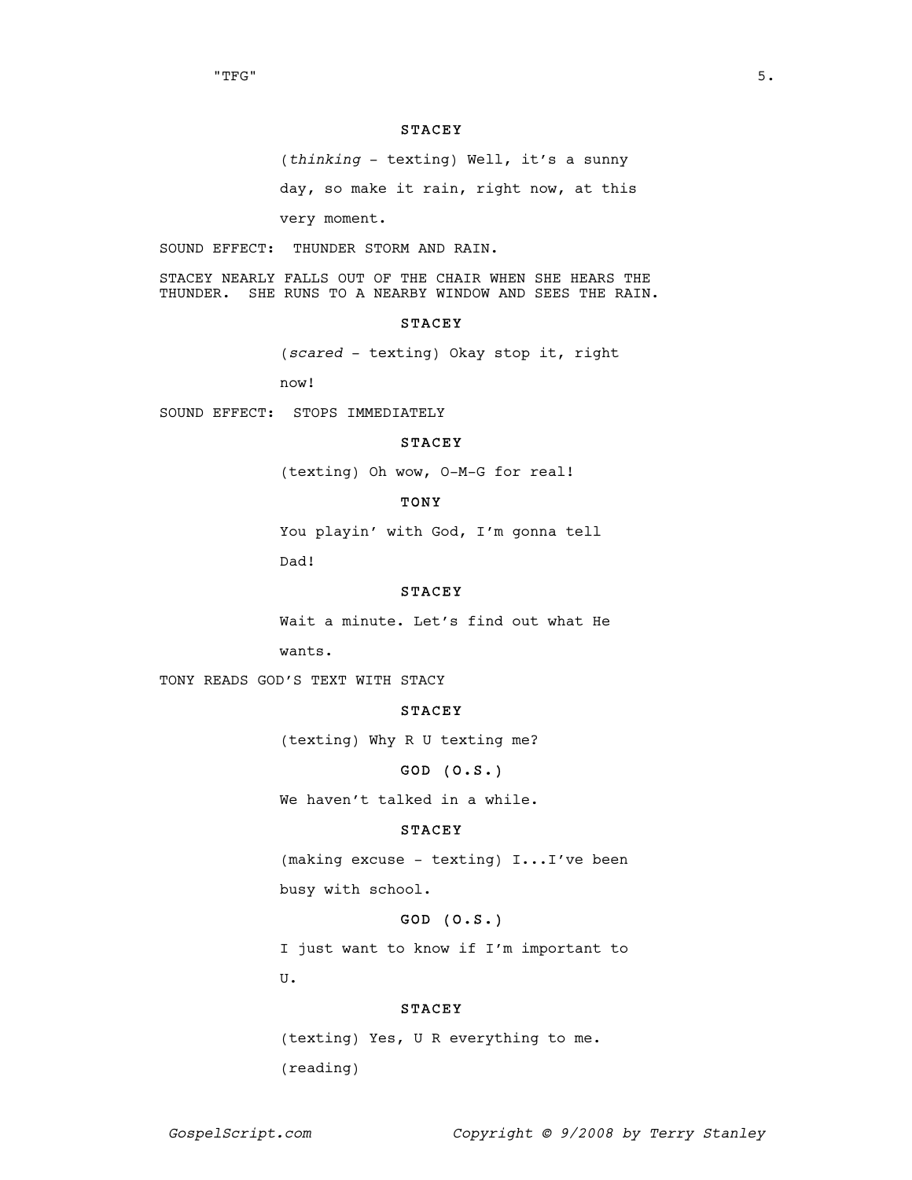**STACEY**

(*thinking* - texting) Well, it's a sunny day, so make it rain, right now, at this very moment.

SOUND EFFECT:  THUNDER STORM AND RAIN.

STACEY NEARLY FALLS OUT OF THE CHAIR WHEN SHE HEARS THE THUNDER.  SHE RUNS TO A NEARBY WINDOW AND SEES THE RAIN.

**STACEY**

(*scared* - texting) Okay stop it, right now!

SOUND EFFECT:  STOPS IMMEDIATELY

**STACEY**

(texting) Oh wow, O-M-G for real!

**TONY**

You playin' with God, I'm gonna tell Dad!

**STACEY**

Wait a minute. Let's find out what He wants.

TONY READS GOD'S TEXT WITH STACY

**STACEY**

(texting) Why R U texting me?

**GOD (O.S.)**

We haven't talked in a while.

**STACEY**

(making excuse - texting) I...I've been busy with school.

**GOD (O.S.)**

I just want to know if I'm important to U.

**STACEY**

(texting) Yes, U R everything to me.
(reading)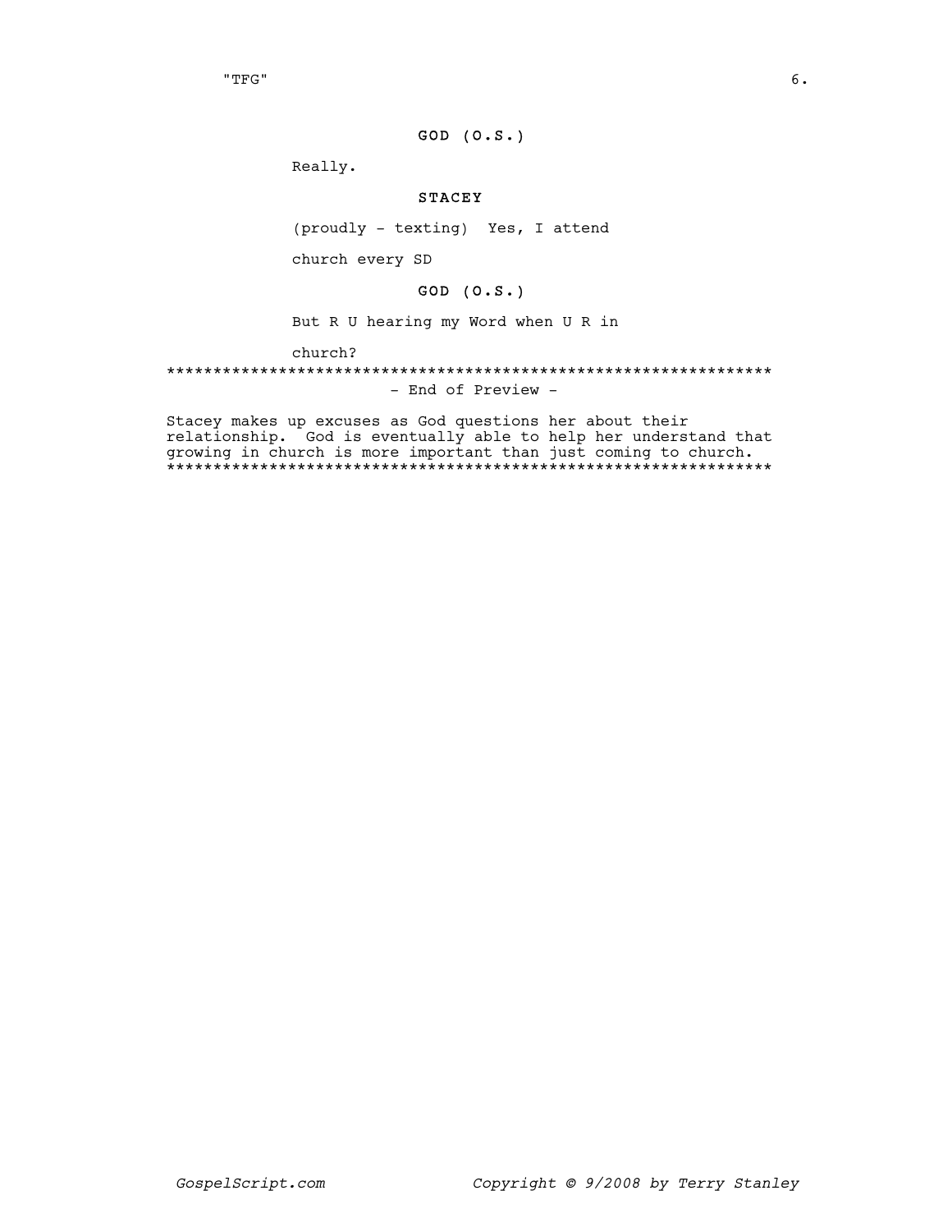GOD (O.S.)

Really.

STACEY

(proudly - texting) Yes, I attend church every SD

GOD (O.S.)

But R U hearing my Word when U R in church?

****************************************************************

- End of Preview -

Stacey makes up excuses as God questions her about their relationship. God is eventually able to help her understand that growing in church is more important than just coming to church.

****************************************************************